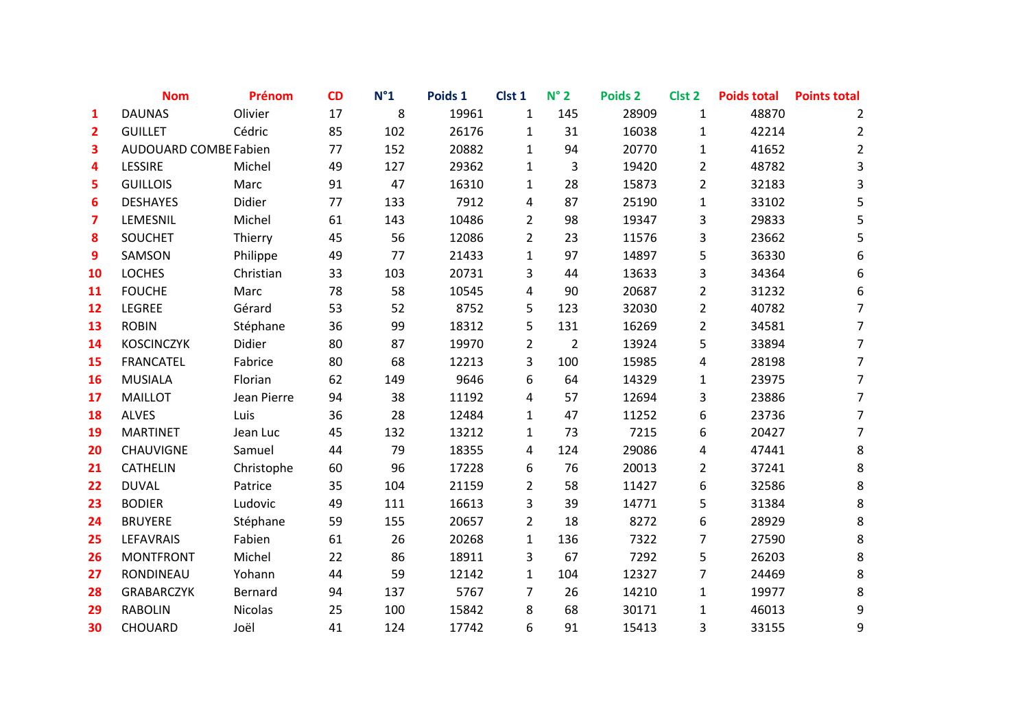| | Nom | Prénom | CD | N°1 | Poids 1 | Clst 1 | N° 2 | Poids 2 | Clst 2 | Poids total | Points total |
|---|---|---|---|---|---|---|---|---|---|---|---|
| 1 | DAUNAS | Olivier | 17 | 8 | 19961 | 1 | 145 | 28909 | 1 | 48870 | 2 |
| 2 | GUILLET | Cédric | 85 | 102 | 26176 | 1 | 31 | 16038 | 1 | 42214 | 2 |
| 3 | AUDOUARD COMBE | Fabien | 77 | 152 | 20882 | 1 | 94 | 20770 | 1 | 41652 | 2 |
| 4 | LESSIRE | Michel | 49 | 127 | 29362 | 1 | 3 | 19420 | 2 | 48782 | 3 |
| 5 | GUILLOIS | Marc | 91 | 47 | 16310 | 1 | 28 | 15873 | 2 | 32183 | 3 |
| 6 | DESHAYES | Didier | 77 | 133 | 7912 | 4 | 87 | 25190 | 1 | 33102 | 5 |
| 7 | LEMESNIL | Michel | 61 | 143 | 10486 | 2 | 98 | 19347 | 3 | 29833 | 5 |
| 8 | SOUCHET | Thierry | 45 | 56 | 12086 | 2 | 23 | 11576 | 3 | 23662 | 5 |
| 9 | SAMSON | Philippe | 49 | 77 | 21433 | 1 | 97 | 14897 | 5 | 36330 | 6 |
| 10 | LOCHES | Christian | 33 | 103 | 20731 | 3 | 44 | 13633 | 3 | 34364 | 6 |
| 11 | FOUCHE | Marc | 78 | 58 | 10545 | 4 | 90 | 20687 | 2 | 31232 | 6 |
| 12 | LEGREE | Gérard | 53 | 52 | 8752 | 5 | 123 | 32030 | 2 | 40782 | 7 |
| 13 | ROBIN | Stéphane | 36 | 99 | 18312 | 5 | 131 | 16269 | 2 | 34581 | 7 |
| 14 | KOSCINCZYK | Didier | 80 | 87 | 19970 | 2 | 2 | 13924 | 5 | 33894 | 7 |
| 15 | FRANCATEL | Fabrice | 80 | 68 | 12213 | 3 | 100 | 15985 | 4 | 28198 | 7 |
| 16 | MUSIALA | Florian | 62 | 149 | 9646 | 6 | 64 | 14329 | 1 | 23975 | 7 |
| 17 | MAILLOT | Jean Pierre | 94 | 38 | 11192 | 4 | 57 | 12694 | 3 | 23886 | 7 |
| 18 | ALVES | Luis | 36 | 28 | 12484 | 1 | 47 | 11252 | 6 | 23736 | 7 |
| 19 | MARTINET | Jean Luc | 45 | 132 | 13212 | 1 | 73 | 7215 | 6 | 20427 | 7 |
| 20 | CHAUVIGNE | Samuel | 44 | 79 | 18355 | 4 | 124 | 29086 | 4 | 47441 | 8 |
| 21 | CATHELIN | Christophe | 60 | 96 | 17228 | 6 | 76 | 20013 | 2 | 37241 | 8 |
| 22 | DUVAL | Patrice | 35 | 104 | 21159 | 2 | 58 | 11427 | 6 | 32586 | 8 |
| 23 | BODIER | Ludovic | 49 | 111 | 16613 | 3 | 39 | 14771 | 5 | 31384 | 8 |
| 24 | BRUYERE | Stéphane | 59 | 155 | 20657 | 2 | 18 | 8272 | 6 | 28929 | 8 |
| 25 | LEFAVRAIS | Fabien | 61 | 26 | 20268 | 1 | 136 | 7322 | 7 | 27590 | 8 |
| 26 | MONTFRONT | Michel | 22 | 86 | 18911 | 3 | 67 | 7292 | 5 | 26203 | 8 |
| 27 | RONDINEAU | Yohann | 44 | 59 | 12142 | 1 | 104 | 12327 | 7 | 24469 | 8 |
| 28 | GRABARCZYK | Bernard | 94 | 137 | 5767 | 7 | 26 | 14210 | 1 | 19977 | 8 |
| 29 | RABOLIN | Nicolas | 25 | 100 | 15842 | 8 | 68 | 30171 | 1 | 46013 | 9 |
| 30 | CHOUARD | Joël | 41 | 124 | 17742 | 6 | 91 | 15413 | 3 | 33155 | 9 |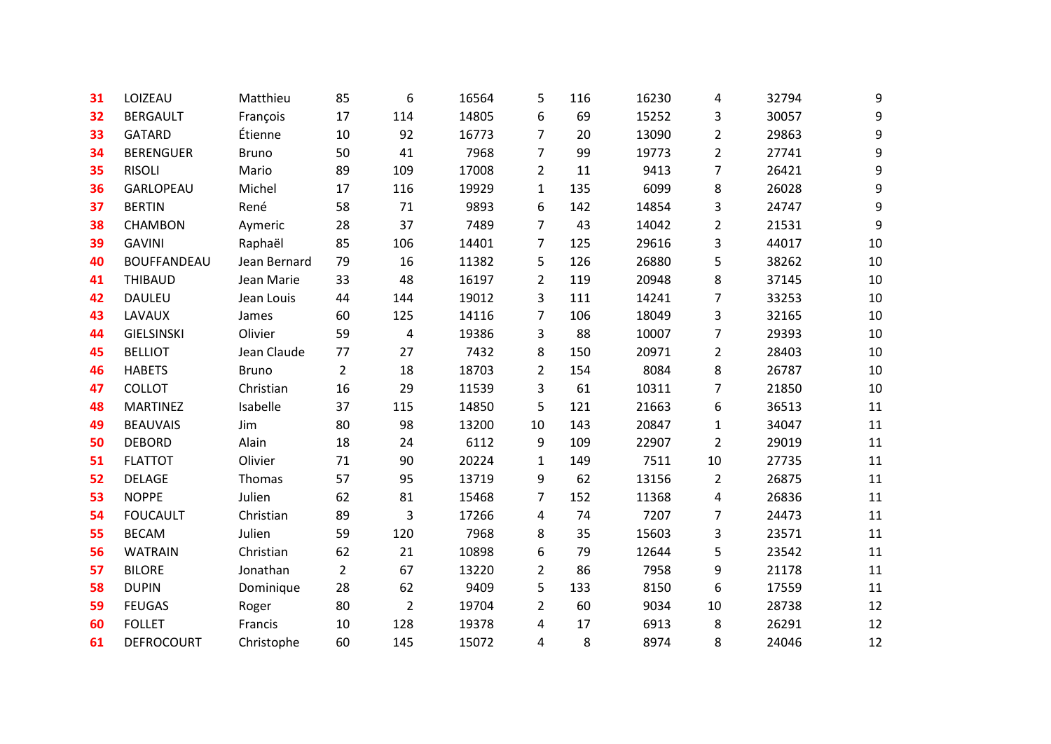| | | | | | | | | | | | |
|---|---|---|---|---|---|---|---|---|---|---|---|
| 31 | LOIZEAU | Matthieu | 85 | 6 | 16564 | 5 | 116 | 16230 | 4 | 32794 | 9 |
| 32 | BERGAULT | François | 17 | 114 | 14805 | 6 | 69 | 15252 | 3 | 30057 | 9 |
| 33 | GATARD | Étienne | 10 | 92 | 16773 | 7 | 20 | 13090 | 2 | 29863 | 9 |
| 34 | BERENGUER | Bruno | 50 | 41 | 7968 | 7 | 99 | 19773 | 2 | 27741 | 9 |
| 35 | RISOLI | Mario | 89 | 109 | 17008 | 2 | 11 | 9413 | 7 | 26421 | 9 |
| 36 | GARLOPEAU | Michel | 17 | 116 | 19929 | 1 | 135 | 6099 | 8 | 26028 | 9 |
| 37 | BERTIN | René | 58 | 71 | 9893 | 6 | 142 | 14854 | 3 | 24747 | 9 |
| 38 | CHAMBON | Aymeric | 28 | 37 | 7489 | 7 | 43 | 14042 | 2 | 21531 | 9 |
| 39 | GAVINI | Raphaël | 85 | 106 | 14401 | 7 | 125 | 29616 | 3 | 44017 | 10 |
| 40 | BOUFFANDEAU | Jean Bernard | 79 | 16 | 11382 | 5 | 126 | 26880 | 5 | 38262 | 10 |
| 41 | THIBAUD | Jean Marie | 33 | 48 | 16197 | 2 | 119 | 20948 | 8 | 37145 | 10 |
| 42 | DAULEU | Jean Louis | 44 | 144 | 19012 | 3 | 111 | 14241 | 7 | 33253 | 10 |
| 43 | LAVAUX | James | 60 | 125 | 14116 | 7 | 106 | 18049 | 3 | 32165 | 10 |
| 44 | GIELSINSKI | Olivier | 59 | 4 | 19386 | 3 | 88 | 10007 | 7 | 29393 | 10 |
| 45 | BELLIOT | Jean Claude | 77 | 27 | 7432 | 8 | 150 | 20971 | 2 | 28403 | 10 |
| 46 | HABETS | Bruno | 2 | 18 | 18703 | 2 | 154 | 8084 | 8 | 26787 | 10 |
| 47 | COLLOT | Christian | 16 | 29 | 11539 | 3 | 61 | 10311 | 7 | 21850 | 10 |
| 48 | MARTINEZ | Isabelle | 37 | 115 | 14850 | 5 | 121 | 21663 | 6 | 36513 | 11 |
| 49 | BEAUVAIS | Jim | 80 | 98 | 13200 | 10 | 143 | 20847 | 1 | 34047 | 11 |
| 50 | DEBORD | Alain | 18 | 24 | 6112 | 9 | 109 | 22907 | 2 | 29019 | 11 |
| 51 | FLATTOT | Olivier | 71 | 90 | 20224 | 1 | 149 | 7511 | 10 | 27735 | 11 |
| 52 | DELAGE | Thomas | 57 | 95 | 13719 | 9 | 62 | 13156 | 2 | 26875 | 11 |
| 53 | NOPPE | Julien | 62 | 81 | 15468 | 7 | 152 | 11368 | 4 | 26836 | 11 |
| 54 | FOUCAULT | Christian | 89 | 3 | 17266 | 4 | 74 | 7207 | 7 | 24473 | 11 |
| 55 | BECAM | Julien | 59 | 120 | 7968 | 8 | 35 | 15603 | 3 | 23571 | 11 |
| 56 | WATRAIN | Christian | 62 | 21 | 10898 | 6 | 79 | 12644 | 5 | 23542 | 11 |
| 57 | BILORE | Jonathan | 2 | 67 | 13220 | 2 | 86 | 7958 | 9 | 21178 | 11 |
| 58 | DUPIN | Dominique | 28 | 62 | 9409 | 5 | 133 | 8150 | 6 | 17559 | 11 |
| 59 | FEUGAS | Roger | 80 | 2 | 19704 | 2 | 60 | 9034 | 10 | 28738 | 12 |
| 60 | FOLLET | Francis | 10 | 128 | 19378 | 4 | 17 | 6913 | 8 | 26291 | 12 |
| 61 | DEFROCOURT | Christophe | 60 | 145 | 15072 | 4 | 8 | 8974 | 8 | 24046 | 12 |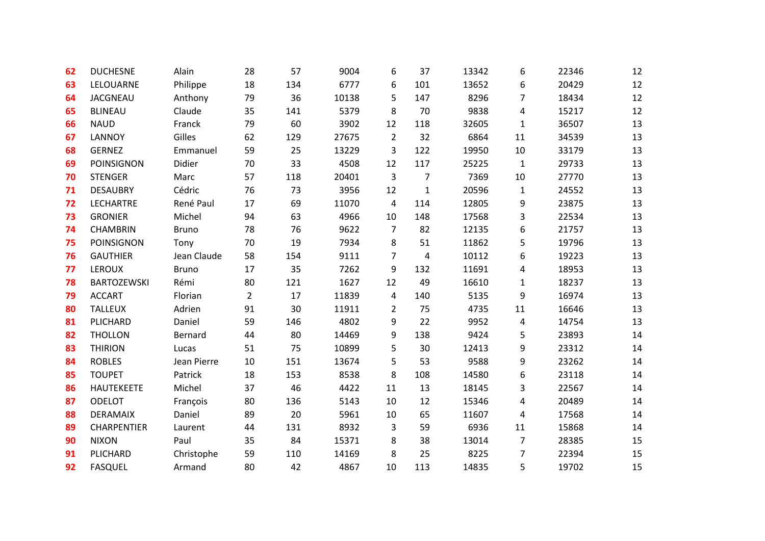| | | | | | | | | | | | |
|---|---|---|---|---|---|---|---|---|---|---|---|
| **62** | DUCHESNE | Alain | 28 | 57 | 9004 | 6 | 37 | 13342 | 6 | 22346 | 12 |
| **63** | LELOUARNE | Philippe | 18 | 134 | 6777 | 6 | 101 | 13652 | 6 | 20429 | 12 |
| **64** | JACGNEAU | Anthony | 79 | 36 | 10138 | 5 | 147 | 8296 | 7 | 18434 | 12 |
| **65** | BLINEAU | Claude | 35 | 141 | 5379 | 8 | 70 | 9838 | 4 | 15217 | 12 |
| **66** | NAUD | Franck | 79 | 60 | 3902 | 12 | 118 | 32605 | 1 | 36507 | 13 |
| **67** | LANNOY | Gilles | 62 | 129 | 27675 | 2 | 32 | 6864 | 11 | 34539 | 13 |
| **68** | GERNEZ | Emmanuel | 59 | 25 | 13229 | 3 | 122 | 19950 | 10 | 33179 | 13 |
| **69** | POINSIGNON | Didier | 70 | 33 | 4508 | 12 | 117 | 25225 | 1 | 29733 | 13 |
| **70** | STENGER | Marc | 57 | 118 | 20401 | 3 | 7 | 7369 | 10 | 27770 | 13 |
| **71** | DESAUBRY | Cédric | 76 | 73 | 3956 | 12 | 1 | 20596 | 1 | 24552 | 13 |
| **72** | LECHARTRE | René Paul | 17 | 69 | 11070 | 4 | 114 | 12805 | 9 | 23875 | 13 |
| **73** | GRONIER | Michel | 94 | 63 | 4966 | 10 | 148 | 17568 | 3 | 22534 | 13 |
| **74** | CHAMBRIN | Bruno | 78 | 76 | 9622 | 7 | 82 | 12135 | 6 | 21757 | 13 |
| **75** | POINSIGNON | Tony | 70 | 19 | 7934 | 8 | 51 | 11862 | 5 | 19796 | 13 |
| **76** | GAUTHIER | Jean Claude | 58 | 154 | 9111 | 7 | 4 | 10112 | 6 | 19223 | 13 |
| **77** | LEROUX | Bruno | 17 | 35 | 7262 | 9 | 132 | 11691 | 4 | 18953 | 13 |
| **78** | BARTOZEWSKI | Rémi | 80 | 121 | 1627 | 12 | 49 | 16610 | 1 | 18237 | 13 |
| **79** | ACCART | Florian | 2 | 17 | 11839 | 4 | 140 | 5135 | 9 | 16974 | 13 |
| **80** | TALLEUX | Adrien | 91 | 30 | 11911 | 2 | 75 | 4735 | 11 | 16646 | 13 |
| **81** | PLICHARD | Daniel | 59 | 146 | 4802 | 9 | 22 | 9952 | 4 | 14754 | 13 |
| **82** | THOLLON | Bernard | 44 | 80 | 14469 | 9 | 138 | 9424 | 5 | 23893 | 14 |
| **83** | THIRION | Lucas | 51 | 75 | 10899 | 5 | 30 | 12413 | 9 | 23312 | 14 |
| **84** | ROBLES | Jean Pierre | 10 | 151 | 13674 | 5 | 53 | 9588 | 9 | 23262 | 14 |
| **85** | TOUPET | Patrick | 18 | 153 | 8538 | 8 | 108 | 14580 | 6 | 23118 | 14 |
| **86** | HAUTEKEETE | Michel | 37 | 46 | 4422 | 11 | 13 | 18145 | 3 | 22567 | 14 |
| **87** | ODELOT | François | 80 | 136 | 5143 | 10 | 12 | 15346 | 4 | 20489 | 14 |
| **88** | DERAMAIX | Daniel | 89 | 20 | 5961 | 10 | 65 | 11607 | 4 | 17568 | 14 |
| **89** | CHARPENTIER | Laurent | 44 | 131 | 8932 | 3 | 59 | 6936 | 11 | 15868 | 14 |
| **90** | NIXON | Paul | 35 | 84 | 15371 | 8 | 38 | 13014 | 7 | 28385 | 15 |
| **91** | PLICHARD | Christophe | 59 | 110 | 14169 | 8 | 25 | 8225 | 7 | 22394 | 15 |
| **92** | FASQUEL | Armand | 80 | 42 | 4867 | 10 | 113 | 14835 | 5 | 19702 | 15 |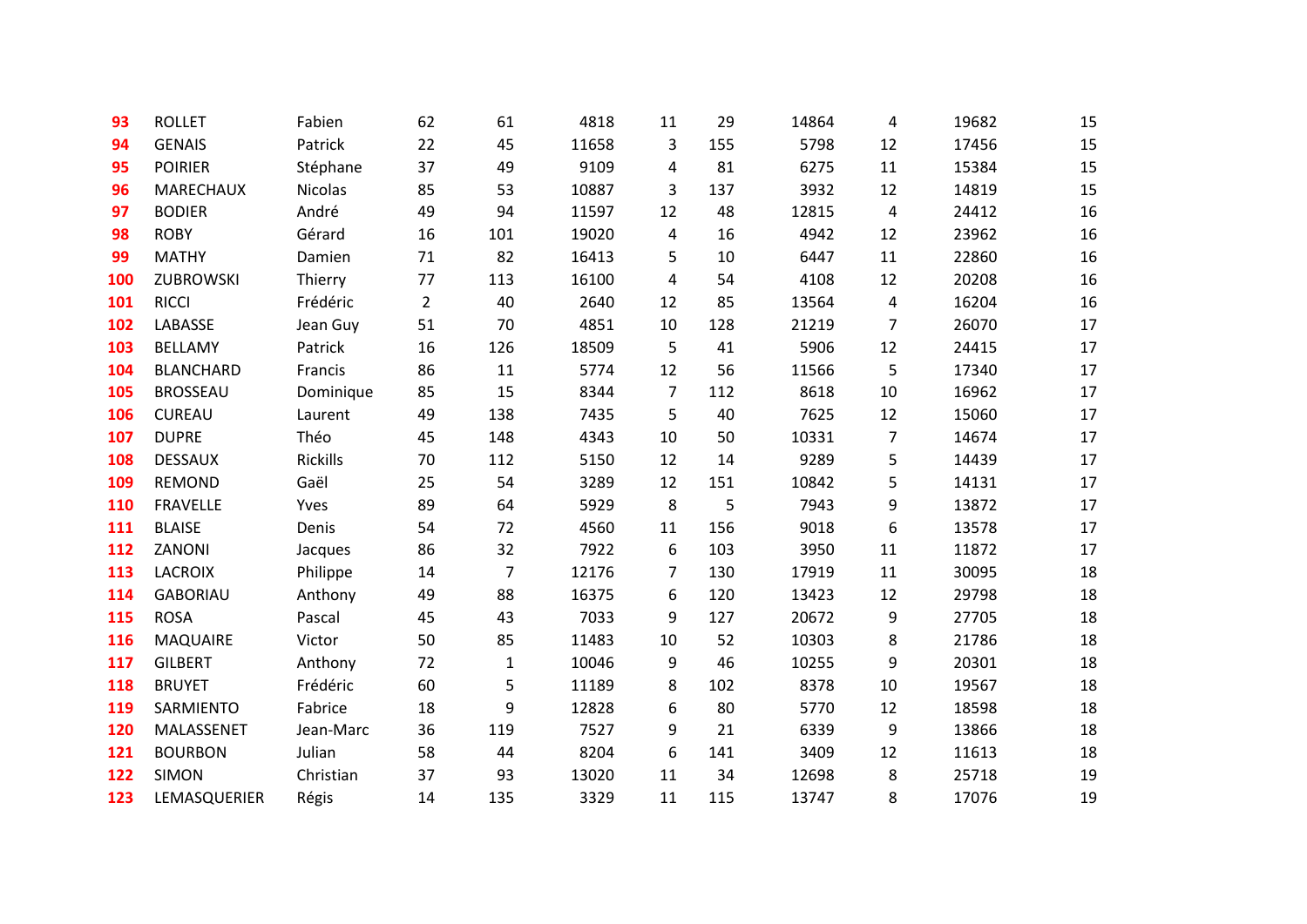| | | | | | | | | | | | |
|---|---|---|---|---|---|---|---|---|---|---|---|
| 93 | ROLLET | Fabien | 62 | 61 | 4818 | 11 | 29 | 14864 | 4 | 19682 | 15 |
| 94 | GENAIS | Patrick | 22 | 45 | 11658 | 3 | 155 | 5798 | 12 | 17456 | 15 |
| 95 | POIRIER | Stéphane | 37 | 49 | 9109 | 4 | 81 | 6275 | 11 | 15384 | 15 |
| 96 | MARECHAUX | Nicolas | 85 | 53 | 10887 | 3 | 137 | 3932 | 12 | 14819 | 15 |
| 97 | BODIER | André | 49 | 94 | 11597 | 12 | 48 | 12815 | 4 | 24412 | 16 |
| 98 | ROBY | Gérard | 16 | 101 | 19020 | 4 | 16 | 4942 | 12 | 23962 | 16 |
| 99 | MATHY | Damien | 71 | 82 | 16413 | 5 | 10 | 6447 | 11 | 22860 | 16 |
| 100 | ZUBROWSKI | Thierry | 77 | 113 | 16100 | 4 | 54 | 4108 | 12 | 20208 | 16 |
| 101 | RICCI | Frédéric | 2 | 40 | 2640 | 12 | 85 | 13564 | 4 | 16204 | 16 |
| 102 | LABASSE | Jean Guy | 51 | 70 | 4851 | 10 | 128 | 21219 | 7 | 26070 | 17 |
| 103 | BELLAMY | Patrick | 16 | 126 | 18509 | 5 | 41 | 5906 | 12 | 24415 | 17 |
| 104 | BLANCHARD | Francis | 86 | 11 | 5774 | 12 | 56 | 11566 | 5 | 17340 | 17 |
| 105 | BROSSEAU | Dominique | 85 | 15 | 8344 | 7 | 112 | 8618 | 10 | 16962 | 17 |
| 106 | CUREAU | Laurent | 49 | 138 | 7435 | 5 | 40 | 7625 | 12 | 15060 | 17 |
| 107 | DUPRE | Théo | 45 | 148 | 4343 | 10 | 50 | 10331 | 7 | 14674 | 17 |
| 108 | DESSAUX | Rickills | 70 | 112 | 5150 | 12 | 14 | 9289 | 5 | 14439 | 17 |
| 109 | REMOND | Gaël | 25 | 54 | 3289 | 12 | 151 | 10842 | 5 | 14131 | 17 |
| 110 | FRAVELLE | Yves | 89 | 64 | 5929 | 8 | 5 | 7943 | 9 | 13872 | 17 |
| 111 | BLAISE | Denis | 54 | 72 | 4560 | 11 | 156 | 9018 | 6 | 13578 | 17 |
| 112 | ZANONI | Jacques | 86 | 32 | 7922 | 6 | 103 | 3950 | 11 | 11872 | 17 |
| 113 | LACROIX | Philippe | 14 | 7 | 12176 | 7 | 130 | 17919 | 11 | 30095 | 18 |
| 114 | GABORIAU | Anthony | 49 | 88 | 16375 | 6 | 120 | 13423 | 12 | 29798 | 18 |
| 115 | ROSA | Pascal | 45 | 43 | 7033 | 9 | 127 | 20672 | 9 | 27705 | 18 |
| 116 | MAQUAIRE | Victor | 50 | 85 | 11483 | 10 | 52 | 10303 | 8 | 21786 | 18 |
| 117 | GILBERT | Anthony | 72 | 1 | 10046 | 9 | 46 | 10255 | 9 | 20301 | 18 |
| 118 | BRUYET | Frédéric | 60 | 5 | 11189 | 8 | 102 | 8378 | 10 | 19567 | 18 |
| 119 | SARMIENTO | Fabrice | 18 | 9 | 12828 | 6 | 80 | 5770 | 12 | 18598 | 18 |
| 120 | MALASSENET | Jean-Marc | 36 | 119 | 7527 | 9 | 21 | 6339 | 9 | 13866 | 18 |
| 121 | BOURBON | Julian | 58 | 44 | 8204 | 6 | 141 | 3409 | 12 | 11613 | 18 |
| 122 | SIMON | Christian | 37 | 93 | 13020 | 11 | 34 | 12698 | 8 | 25718 | 19 |
| 123 | LEMASQUERIER | Régis | 14 | 135 | 3329 | 11 | 115 | 13747 | 8 | 17076 | 19 |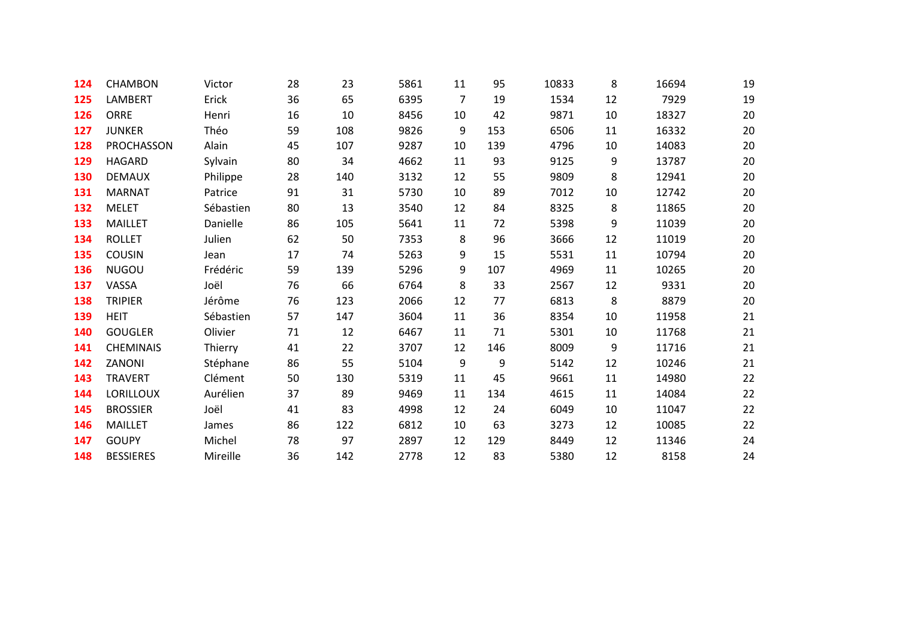| | | | | | | | | | | | |
|---|---|---|---|---|---|---|---|---|---|---|---|
| **124** | CHAMBON | Victor | 28 | 23 | 5861 | 11 | 95 | 10833 | 8 | 16694 | 19 |
| **125** | LAMBERT | Erick | 36 | 65 | 6395 | 7 | 19 | 1534 | 12 | 7929 | 19 |
| **126** | ORRE | Henri | 16 | 10 | 8456 | 10 | 42 | 9871 | 10 | 18327 | 20 |
| **127** | JUNKER | Théo | 59 | 108 | 9826 | 9 | 153 | 6506 | 11 | 16332 | 20 |
| **128** | PROCHASSON | Alain | 45 | 107 | 9287 | 10 | 139 | 4796 | 10 | 14083 | 20 |
| **129** | HAGARD | Sylvain | 80 | 34 | 4662 | 11 | 93 | 9125 | 9 | 13787 | 20 |
| **130** | DEMAUX | Philippe | 28 | 140 | 3132 | 12 | 55 | 9809 | 8 | 12941 | 20 |
| **131** | MARNAT | Patrice | 91 | 31 | 5730 | 10 | 89 | 7012 | 10 | 12742 | 20 |
| **132** | MELET | Sébastien | 80 | 13 | 3540 | 12 | 84 | 8325 | 8 | 11865 | 20 |
| **133** | MAILLET | Danielle | 86 | 105 | 5641 | 11 | 72 | 5398 | 9 | 11039 | 20 |
| **134** | ROLLET | Julien | 62 | 50 | 7353 | 8 | 96 | 3666 | 12 | 11019 | 20 |
| **135** | COUSIN | Jean | 17 | 74 | 5263 | 9 | 15 | 5531 | 11 | 10794 | 20 |
| **136** | NUGOU | Frédéric | 59 | 139 | 5296 | 9 | 107 | 4969 | 11 | 10265 | 20 |
| **137** | VASSA | Joël | 76 | 66 | 6764 | 8 | 33 | 2567 | 12 | 9331 | 20 |
| **138** | TRIPIER | Jérôme | 76 | 123 | 2066 | 12 | 77 | 6813 | 8 | 8879 | 20 |
| **139** | HEIT | Sébastien | 57 | 147 | 3604 | 11 | 36 | 8354 | 10 | 11958 | 21 |
| **140** | GOUGLER | Olivier | 71 | 12 | 6467 | 11 | 71 | 5301 | 10 | 11768 | 21 |
| **141** | CHEMINAIS | Thierry | 41 | 22 | 3707 | 12 | 146 | 8009 | 9 | 11716 | 21 |
| **142** | ZANONI | Stéphane | 86 | 55 | 5104 | 9 | 9 | 5142 | 12 | 10246 | 21 |
| **143** | TRAVERT | Clément | 50 | 130 | 5319 | 11 | 45 | 9661 | 11 | 14980 | 22 |
| **144** | LORILLOUX | Aurélien | 37 | 89 | 9469 | 11 | 134 | 4615 | 11 | 14084 | 22 |
| **145** | BROSSIER | Joël | 41 | 83 | 4998 | 12 | 24 | 6049 | 10 | 11047 | 22 |
| **146** | MAILLET | James | 86 | 122 | 6812 | 10 | 63 | 3273 | 12 | 10085 | 22 |
| **147** | GOUPY | Michel | 78 | 97 | 2897 | 12 | 129 | 8449 | 12 | 11346 | 24 |
| **148** | BESSIERES | Mireille | 36 | 142 | 2778 | 12 | 83 | 5380 | 12 | 8158 | 24 |